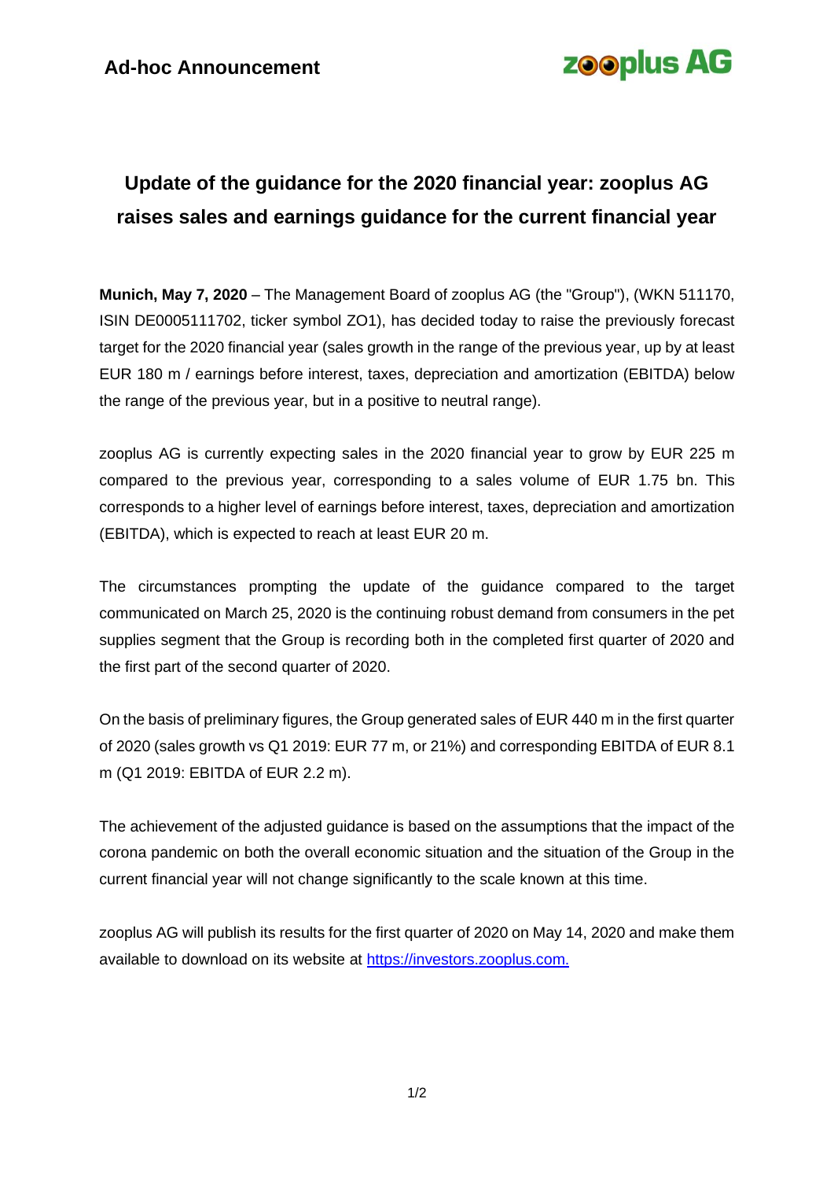**Ad-hoc Announcement**

**zooplus AG**

# Update of the guidance for the 2020 financial year: zooplus AG raises sales and earnings guidance for the current financial year

**Munich, May 7, 2020** – The Management Board of zooplus AG (the "Group"), (WKN 511170, ISIN DE0005111702, ticker symbol ZO1), has decided today to raise the previously forecast target for the 2020 financial year (sales growth in the range of the previous year, up by at least EUR 180 m / earnings before interest, taxes, depreciation and amortization (EBITDA) below the range of the previous year, but in a positive to neutral range).

zooplus AG is currently expecting sales in the 2020 financial year to grow by EUR 225 m compared to the previous year, corresponding to a sales volume of EUR 1.75 bn. This corresponds to a higher level of earnings before interest, taxes, depreciation and amortization (EBITDA), which is expected to reach at least EUR 20 m.

The circumstances prompting the update of the guidance compared to the target communicated on March 25, 2020 is the continuing robust demand from consumers in the pet supplies segment that the Group is recording both in the completed first quarter of 2020 and the first part of the second quarter of 2020.

On the basis of preliminary figures, the Group generated sales of EUR 440 m in the first quarter of 2020 (sales growth vs Q1 2019: EUR 77 m, or 21%) and corresponding EBITDA of EUR 8.1 m (Q1 2019: EBITDA of EUR 2.2 m).

The achievement of the adjusted guidance is based on the assumptions that the impact of the corona pandemic on both the overall economic situation and the situation of the Group in the current financial year will not change significantly to the scale known at this time.

zooplus AG will publish its results for the first quarter of 2020 on May 14, 2020 and make them available to download on its website at https://investors.zooplus.com.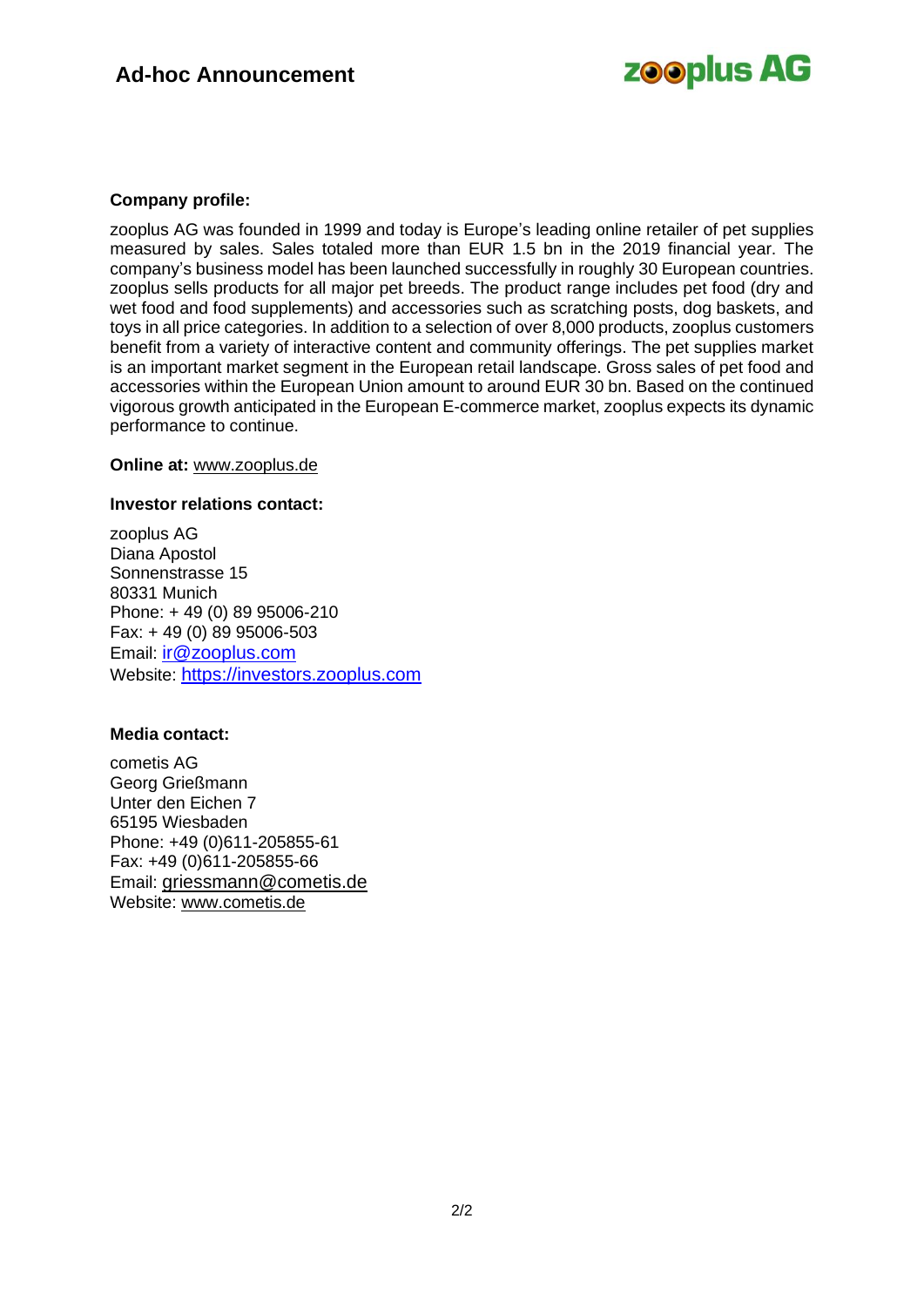**Company profile:**

zooplus AG was founded in 1999 and today is Europe's leading online retailer of pet supplies measured by sales. Sales totaled more than EUR 1.5 bn in the 2019 financial year. The company's business model has been launched successfully in roughly 30 European countries. zooplus sells products for all major pet breeds. The product range includes pet food (dry and wet food and food supplements) and accessories such as scratching posts, dog baskets, and toys in all price categories. In addition to a selection of over 8,000 products, zooplus customers benefit from a variety of interactive content and community offerings. The pet supplies market is an important market segment in the European retail landscape. Gross sales of pet food and accessories within the European Union amount to around EUR 30 bn. Based on the continued vigorous growth anticipated in the European E-commerce market, zooplus expects its dynamic performance to continue.

**Online at:** www.zooplus.de

**Investor relations contact:**

zooplus AG
Diana Apostol
Sonnenstrasse 15
80331 Munich
Phone: + 49 (0) 89 95006-210
Fax: + 49 (0) 89 95006-503
Email: ir@zooplus.com
Website: https://investors.zooplus.com

**Media contact:**

cometis AG
Georg Grießmann
Unter den Eichen 7
65195 Wiesbaden
Phone: +49 (0)611-205855-61
Fax: +49 (0)611-205855-66
Email: griessmann@cometis.de
Website: www.cometis.de